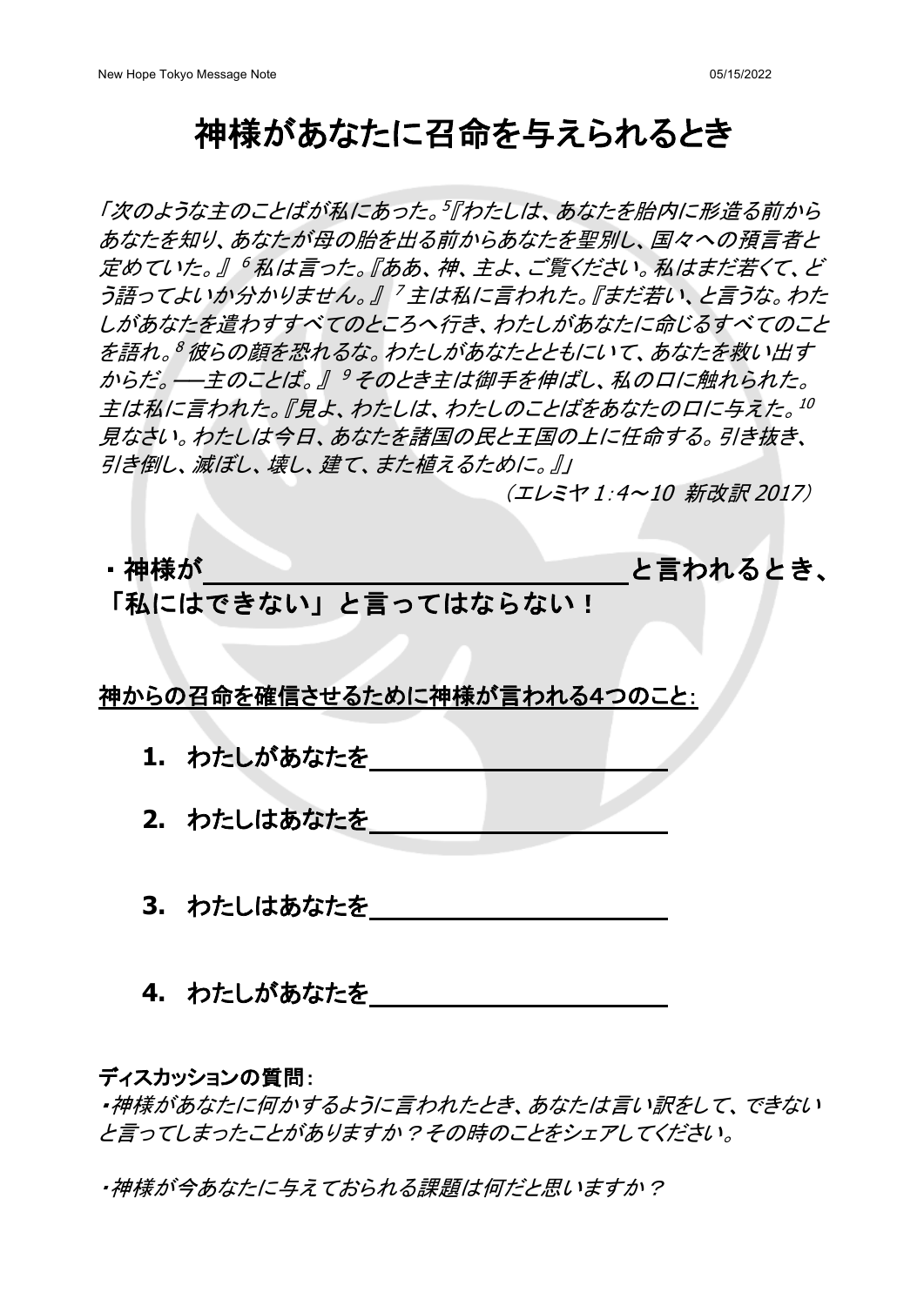# 神様があなたに召命を与えられるとき

*「次のような主のことばが私にあった。[5]『わたしは、あなたを胎内に形造る前からあなたを知り、あなたが母の胎を出る前からあなたを聖別し、国々への預言者と定めていた。』[6] 私は言った。『ああ、神、主よ、ご覧ください。私はまだ若くて、どう語ってよいか分かりません。』[7] 主は私に言われた。『まだ若い、と言うな。わたしがあなたを遣わすすべてのところへ行き、わたしがあなたに命じるすべてのことを語れ。[8] 彼らの顔を恐れるな。わたしがあなたとともにいて、あなたを救い出すからだ。──主のことば。』[9] そのとき主は御手を伸ばし、私の口に触れられた。主は私に言われた。『見よ、わたしは、わたしのことばをあなたの口に与えた。[10] 見なさい。わたしは今日、あなたを諸国の民と王国の上に任命する。引き抜き、引き倒し、滅ぼし、壊し、建て、また植えるために。』」*

*（エレミヤ 1:4～10 新改訳 2017）*

**・神様が\_\_\_\_\_\_\_\_\_\_\_\_\_\_\_\_\_\_\_\_\_\_\_\_と言われるとき、「私にはできない」と言ってはならない！**

**神からの召命を確信させるために神様が言われる4つのこと:**

1. **わたしがあなたを\_\_\_\_\_\_\_\_\_\_\_\_\_\_\_\_\_\_\_\_**
2. **わたしはあなたを\_\_\_\_\_\_\_\_\_\_\_\_\_\_\_\_\_\_\_\_**
3. **わたしはあなたを\_\_\_\_\_\_\_\_\_\_\_\_\_\_\_\_\_\_\_\_**
4. **わたしがあなたを\_\_\_\_\_\_\_\_\_\_\_\_\_\_\_\_\_\_\_\_**

**ディスカッションの質問:**

*・神様があなたに何かするように言われたとき、あなたは言い訳をして、できないと言ってしまったことがありますか？その時のことをシェアしてください。*

*・神様が今あなたに与えておられる課題は何だと思いますか？*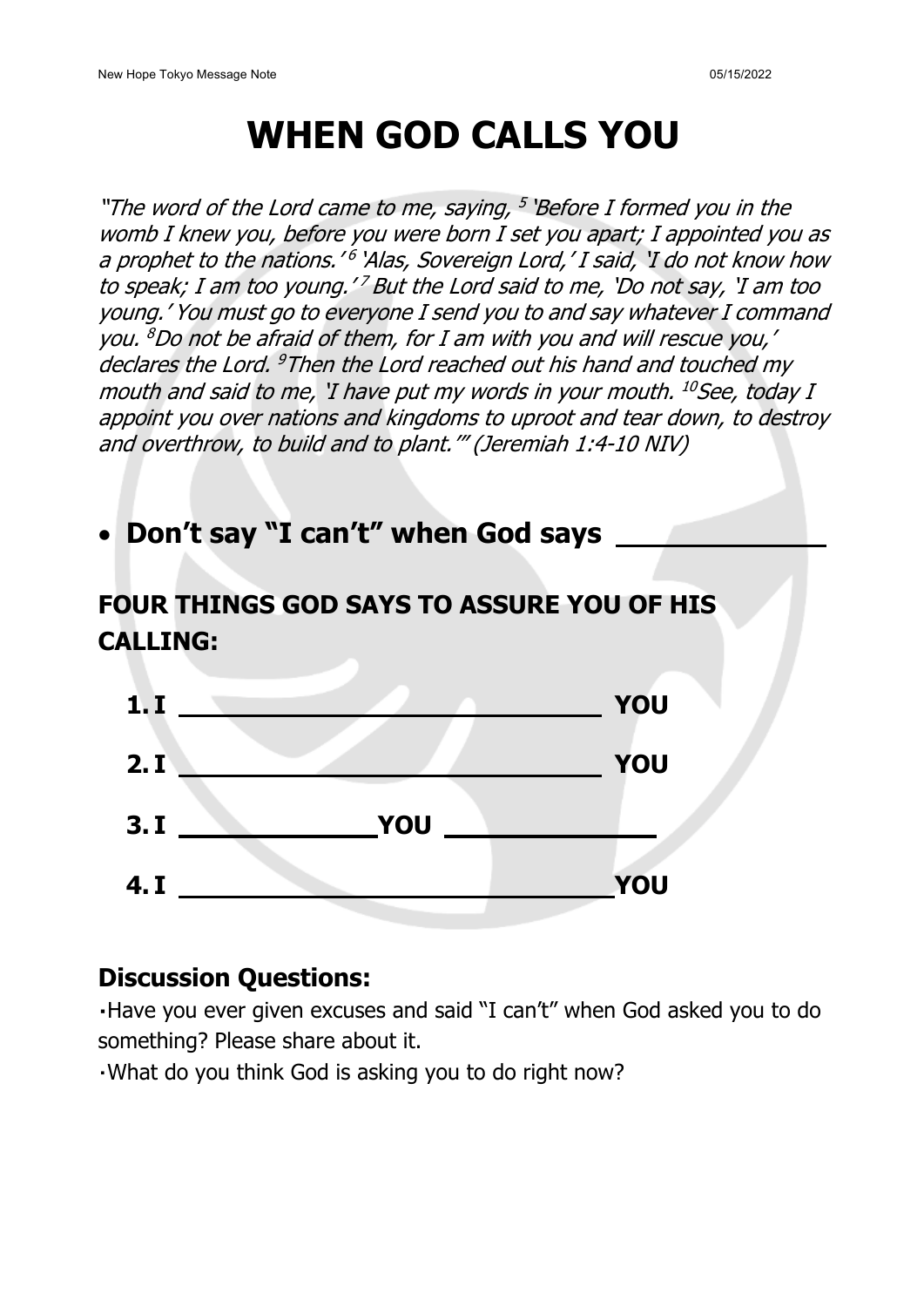# WHEN GOD CALLS YOU

*"The word of the Lord came to me, saying, [5] 'Before I formed you in the womb I knew you, before you were born I set you apart; I appointed you as a prophet to the nations.' [6] 'Alas, Sovereign Lord,' I said, 'I do not know how to speak; I am too young.' [7] But the Lord said to me, 'Do not say, 'I am too young.' You must go to everyone I send you to and say whatever I command you. [8] Do not be afraid of them, for I am with you and will rescue you,' declares the Lord. [9] Then the Lord reached out his hand and touched my mouth and said to me, 'I have put my words in your mouth. [10] See, today I appoint you over nations and kingdoms to uproot and tear down, to destroy and overthrow, to build and to plant.'" (Jeremiah 1:4-10 NIV)*

- **Don't say "I can't" when God says ____________**

## FOUR THINGS GOD SAYS TO ASSURE YOU OF HIS CALLING:

1. **I ______________________________ YOU**
2. **I ______________________________ YOU**
3. **I ____________ YOU ____________**
4. **I ______________________________ YOU**

### Discussion Questions:

・Have you ever given excuses and said "I can't" when God asked you to do something? Please share about it.

・What do you think God is asking you to do right now?